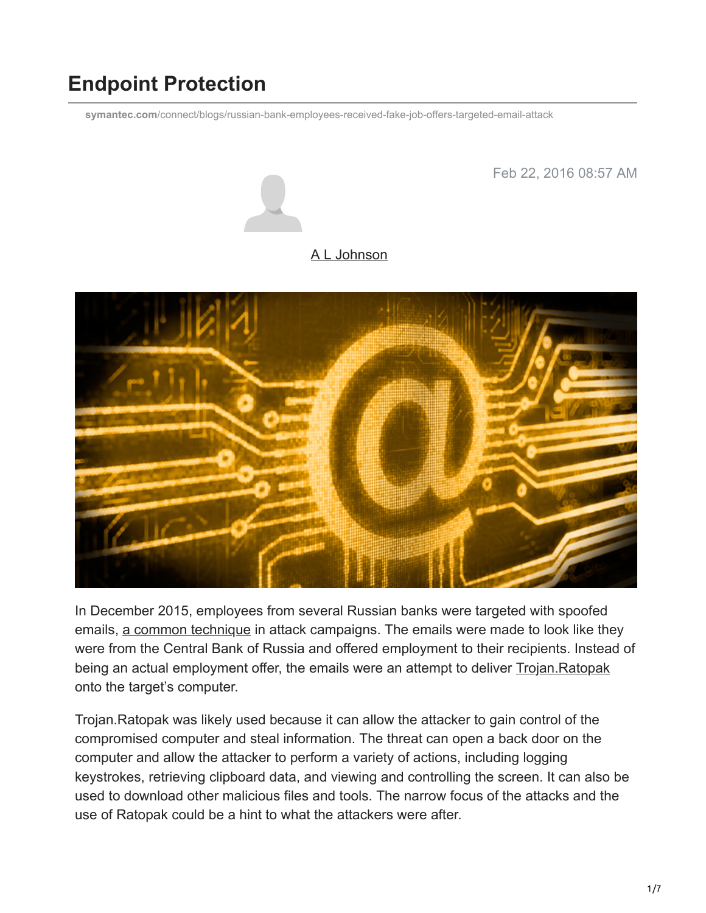# Endpoint Protection

symantec.com/connect/blogs/russian-bank-employees-received-fake-job-offers-targeted-email-attack

Feb 22, 2016 08:57 AM

A L Johnson

In December 2015, employees from several Russian banks were targeted with spoofed emails, a common technique in attack campaigns. The emails were made to look like they were from the Central Bank of Russia and offered employment to their recipients. Instead of being an actual employment offer, the emails were an attempt to deliver Trojan.Ratopak onto the target's computer.

Trojan.Ratopak was likely used because it can allow the attacker to gain control of the compromised computer and steal information. The threat can open a back door on the computer and allow the attacker to perform a variety of actions, including logging keystrokes, retrieving clipboard data, and viewing and controlling the screen. It can also be used to download other malicious files and tools. The narrow focus of the attacks and the use of Ratopak could be a hint to what the attackers were after.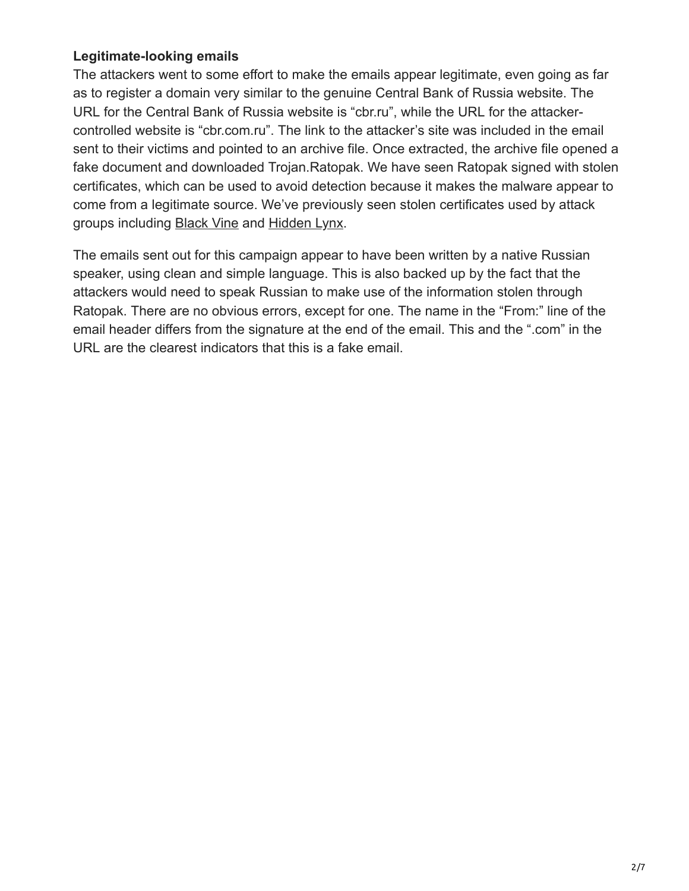### Legitimate-looking emails

The attackers went to some effort to make the emails appear legitimate, even going as far as to register a domain very similar to the genuine Central Bank of Russia website. The URL for the Central Bank of Russia website is "cbr.ru", while the URL for the attacker-controlled website is "cbr.com.ru". The link to the attacker's site was included in the email sent to their victims and pointed to an archive file. Once extracted, the archive file opened a fake document and downloaded Trojan.Ratopak. We have seen Ratopak signed with stolen certificates, which can be used to avoid detection because it makes the malware appear to come from a legitimate source. We've previously seen stolen certificates used by attack groups including Black Vine and Hidden Lynx.

The emails sent out for this campaign appear to have been written by a native Russian speaker, using clean and simple language. This is also backed up by the fact that the attackers would need to speak Russian to make use of the information stolen through Ratopak. There are no obvious errors, except for one. The name in the "From:" line of the email header differs from the signature at the end of the email. This and the ".com" in the URL are the clearest indicators that this is a fake email.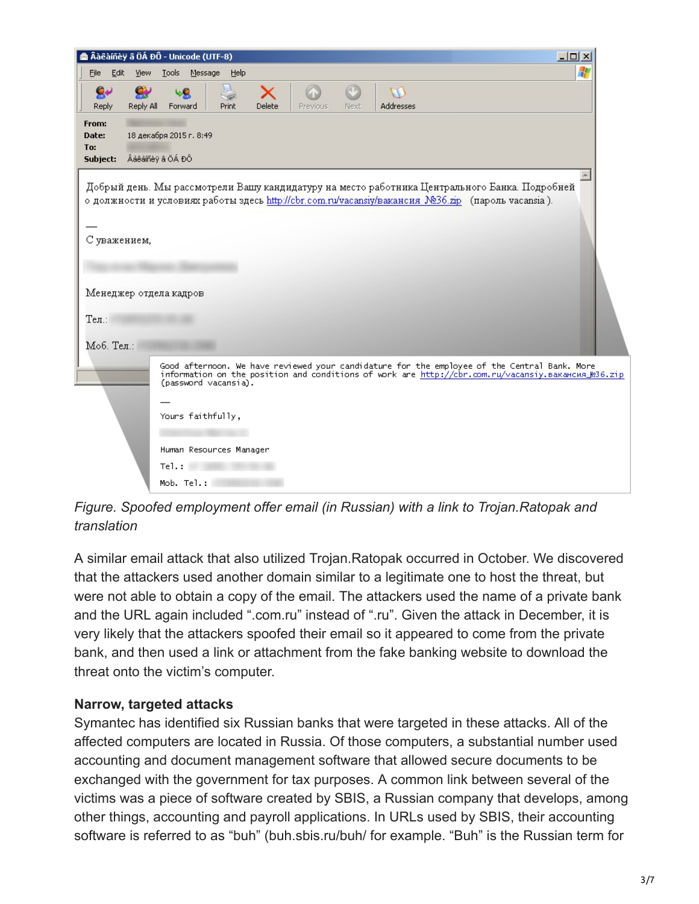Добрый день. Мы рассмотрели Вашу кандидатуру на место работника Центрального Банка. Подробней о должности и условиях работы здесь http://cbr.com.ru/vacansiy/вакансия_№36.zip (пароль vacansia).

—

С уважением,

Менеджер отдела кадров

Тел.:

Моб. Тел.:

Good afternoon. We have reviewed your candidature for the employee of the Central Bank. More information on the position and conditions of work are http://cbr.com.ru/vacansiy.вакансия_№36.zip (password vacansia).

—

Yours faithfully,

Human Resources Manager

Tel.:

Mob. Tel.:

*Figure. Spoofed employment offer email (in Russian) with a link to Trojan.Ratopak and translation*

A similar email attack that also utilized Trojan.Ratopak occurred in October. We discovered that the attackers used another domain similar to a legitimate one to host the threat, but were not able to obtain a copy of the email. The attackers used the name of a private bank and the URL again included ".com.ru" instead of ".ru". Given the attack in December, it is very likely that the attackers spoofed their email so it appeared to come from the private bank, and then used a link or attachment from the fake banking website to download the threat onto the victim's computer.

**Narrow, targeted attacks**

Symantec has identified six Russian banks that were targeted in these attacks. All of the affected computers are located in Russia. Of those computers, a substantial number used accounting and document management software that allowed secure documents to be exchanged with the government for tax purposes. A common link between several of the victims was a piece of software created by SBIS, a Russian company that develops, among other things, accounting and payroll applications. In URLs used by SBIS, their accounting software is referred to as "buh" (buh.sbis.ru/buh/ for example. "Buh" is the Russian term for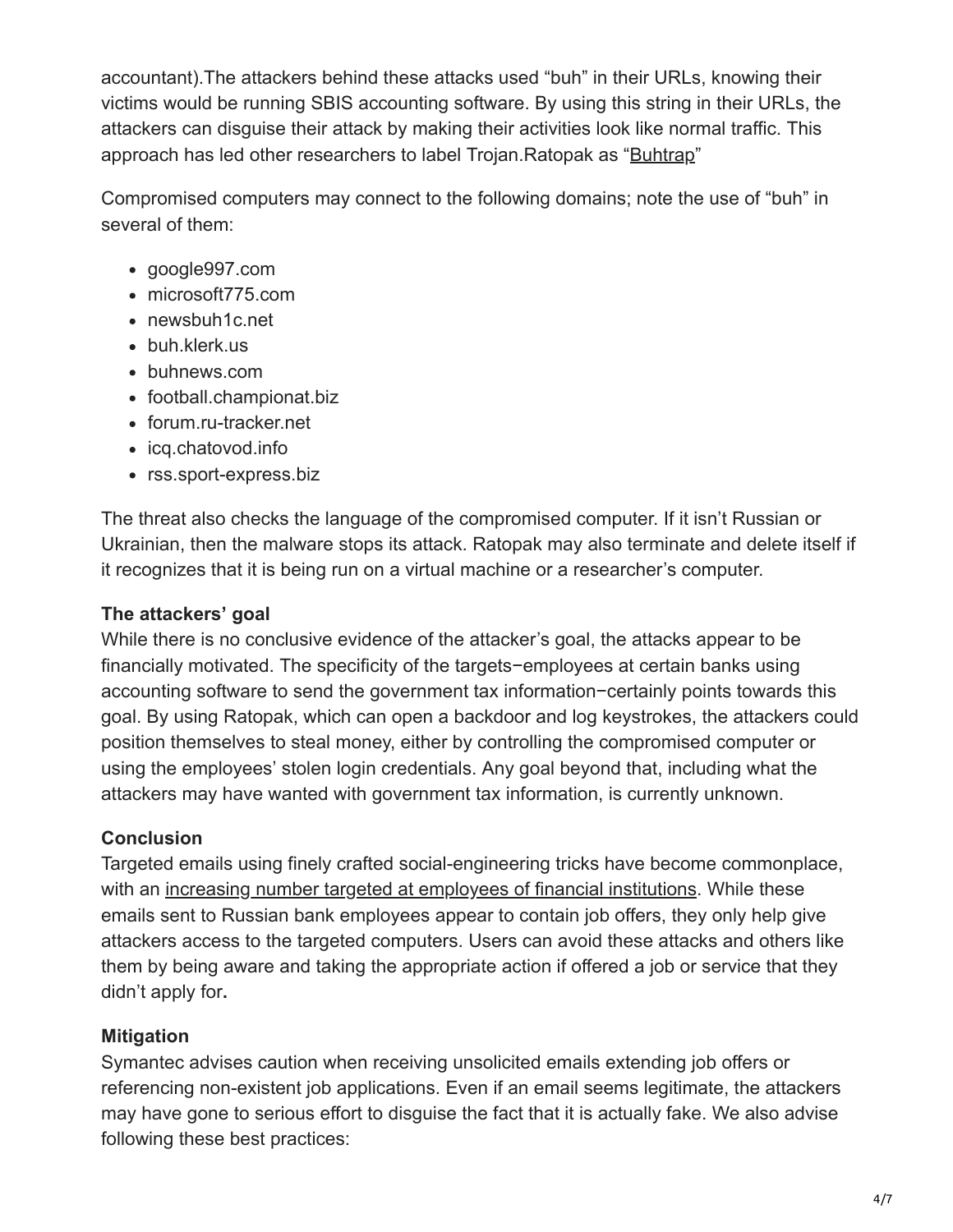accountant).The attackers behind these attacks used "buh" in their URLs, knowing their victims would be running SBIS accounting software. By using this string in their URLs, the attackers can disguise their attack by making their activities look like normal traffic. This approach has led other researchers to label Trojan.Ratopak as "Buhtrap"

Compromised computers may connect to the following domains; note the use of "buh" in several of them:

- google997.com
- microsoft775.com
- newsbuh1c.net
- buh.klerk.us
- buhnews.com
- football.championat.biz
- forum.ru-tracker.net
- icq.chatovod.info
- rss.sport-express.biz

The threat also checks the language of the compromised computer. If it isn't Russian or Ukrainian, then the malware stops its attack. Ratopak may also terminate and delete itself if it recognizes that it is being run on a virtual machine or a researcher's computer.

**The attackers' goal**

While there is no conclusive evidence of the attacker's goal, the attacks appear to be financially motivated. The specificity of the targets−employees at certain banks using accounting software to send the government tax information−certainly points towards this goal. By using Ratopak, which can open a backdoor and log keystrokes, the attackers could position themselves to steal money, either by controlling the compromised computer or using the employees' stolen login credentials. Any goal beyond that, including what the attackers may have wanted with government tax information, is currently unknown.

**Conclusion**

Targeted emails using finely crafted social-engineering tricks have become commonplace, with an increasing number targeted at employees of financial institutions. While these emails sent to Russian bank employees appear to contain job offers, they only help give attackers access to the targeted computers. Users can avoid these attacks and others like them by being aware and taking the appropriate action if offered a job or service that they didn't apply for**.**

**Mitigation**

Symantec advises caution when receiving unsolicited emails extending job offers or referencing non-existent job applications. Even if an email seems legitimate, the attackers may have gone to serious effort to disguise the fact that it is actually fake. We also advise following these best practices: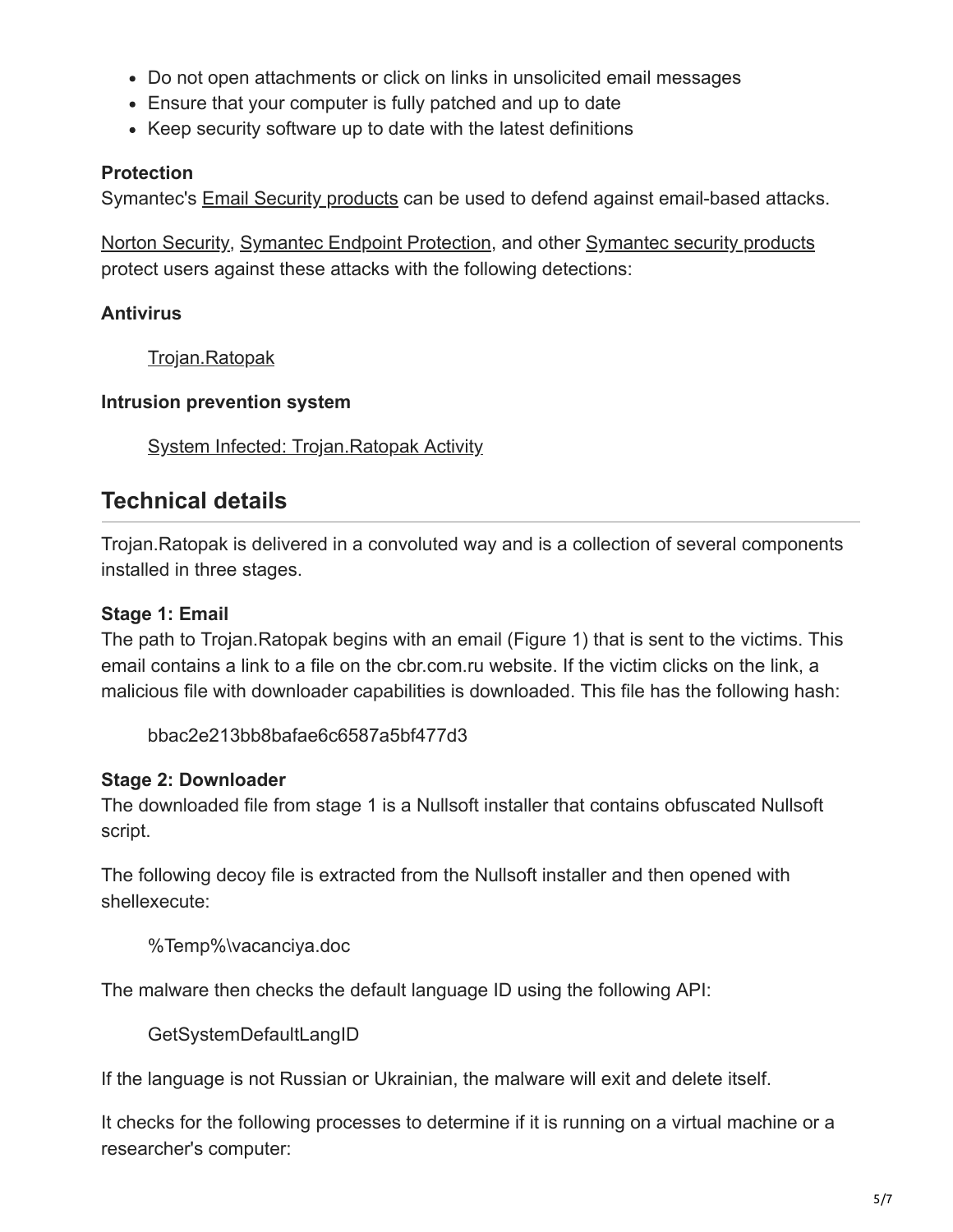- Do not open attachments or click on links in unsolicited email messages
- Ensure that your computer is fully patched and up to date
- Keep security software up to date with the latest definitions

**Protection**
Symantec's Email Security products can be used to defend against email-based attacks.

Norton Security, Symantec Endpoint Protection, and other Symantec security products protect users against these attacks with the following detections:

**Antivirus**

> Trojan.Ratopak

**Intrusion prevention system**

> System Infected: Trojan.Ratopak Activity

## Technical details

Trojan.Ratopak is delivered in a convoluted way and is a collection of several components installed in three stages.

**Stage 1: Email**
The path to Trojan.Ratopak begins with an email (Figure 1) that is sent to the victims. This email contains a link to a file on the cbr.com.ru website. If the victim clicks on the link, a malicious file with downloader capabilities is downloaded. This file has the following hash:

> bbac2e213bb8bafae6c6587a5bf477d3

**Stage 2: Downloader**
The downloaded file from stage 1 is a Nullsoft installer that contains obfuscated Nullsoft script.

The following decoy file is extracted from the Nullsoft installer and then opened with shellexecute:

> %Temp%\vacanciya.doc

The malware then checks the default language ID using the following API:

> GetSystemDefaultLangID

If the language is not Russian or Ukrainian, the malware will exit and delete itself.

It checks for the following processes to determine if it is running on a virtual machine or a researcher's computer: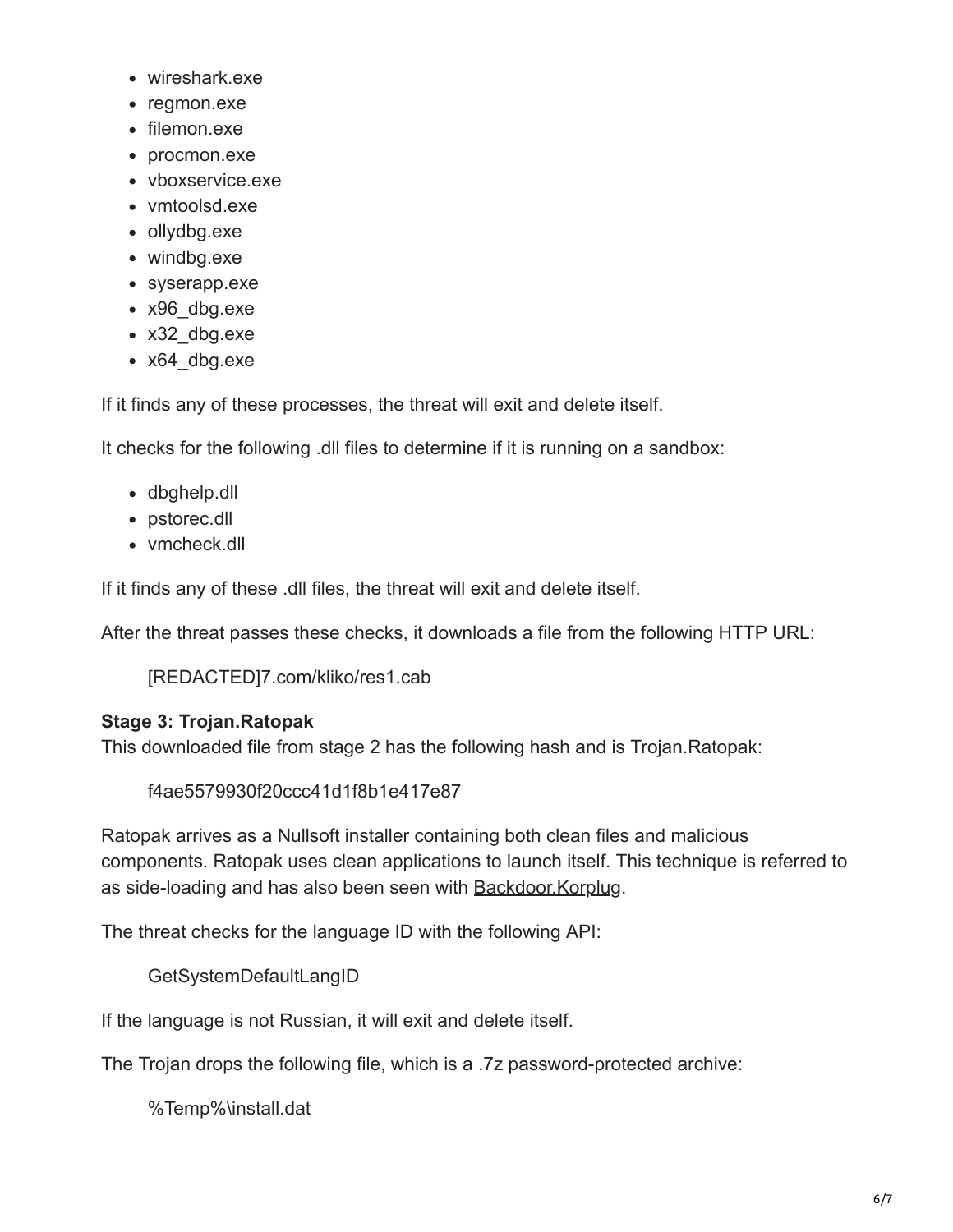- wireshark.exe
- regmon.exe
- filemon.exe
- procmon.exe
- vboxservice.exe
- vmtoolsd.exe
- ollydbg.exe
- windbg.exe
- syserapp.exe
- x96_dbg.exe
- x32_dbg.exe
- x64_dbg.exe

If it finds any of these processes, the threat will exit and delete itself.

It checks for the following .dll files to determine if it is running on a sandbox:

- dbghelp.dll
- pstorec.dll
- vmcheck.dll

If it finds any of these .dll files, the threat will exit and delete itself.

After the threat passes these checks, it downloads a file from the following HTTP URL:

> [REDACTED]7.com/kliko/res1.cab

**Stage 3: Trojan.Ratopak**
This downloaded file from stage 2 has the following hash and is Trojan.Ratopak:

> f4ae5579930f20ccc41d1f8b1e417e87

Ratopak arrives as a Nullsoft installer containing both clean files and malicious components. Ratopak uses clean applications to launch itself. This technique is referred to as side-loading and has also been seen with Backdoor.Korplug.

The threat checks for the language ID with the following API:

> GetSystemDefaultLangID

If the language is not Russian, it will exit and delete itself.

The Trojan drops the following file, which is a .7z password-protected archive:

> %Temp%\install.dat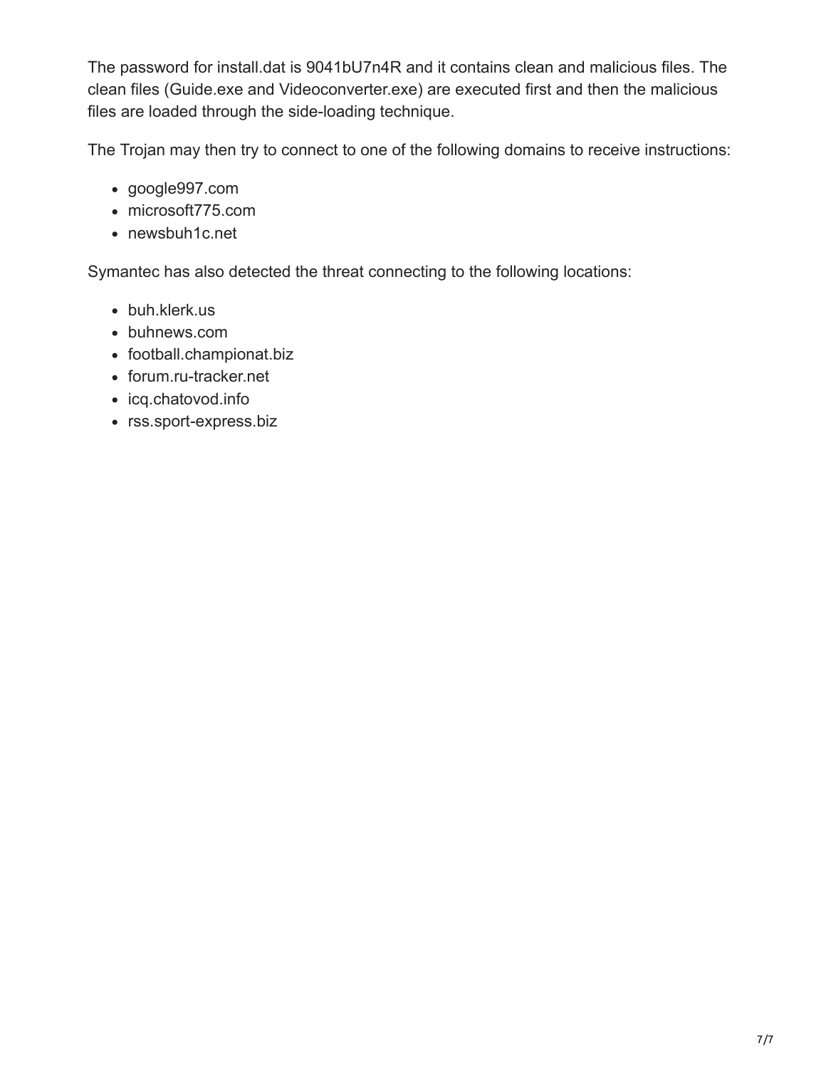The password for install.dat is 9041bU7n4R and it contains clean and malicious files. The clean files (Guide.exe and Videoconverter.exe) are executed first and then the malicious files are loaded through the side-loading technique.

The Trojan may then try to connect to one of the following domains to receive instructions:

- google997.com
- microsoft775.com
- newsbuh1c.net

Symantec has also detected the threat connecting to the following locations:

- buh.klerk.us
- buhnews.com
- football.championat.biz
- forum.ru-tracker.net
- icq.chatovod.info
- rss.sport-express.biz